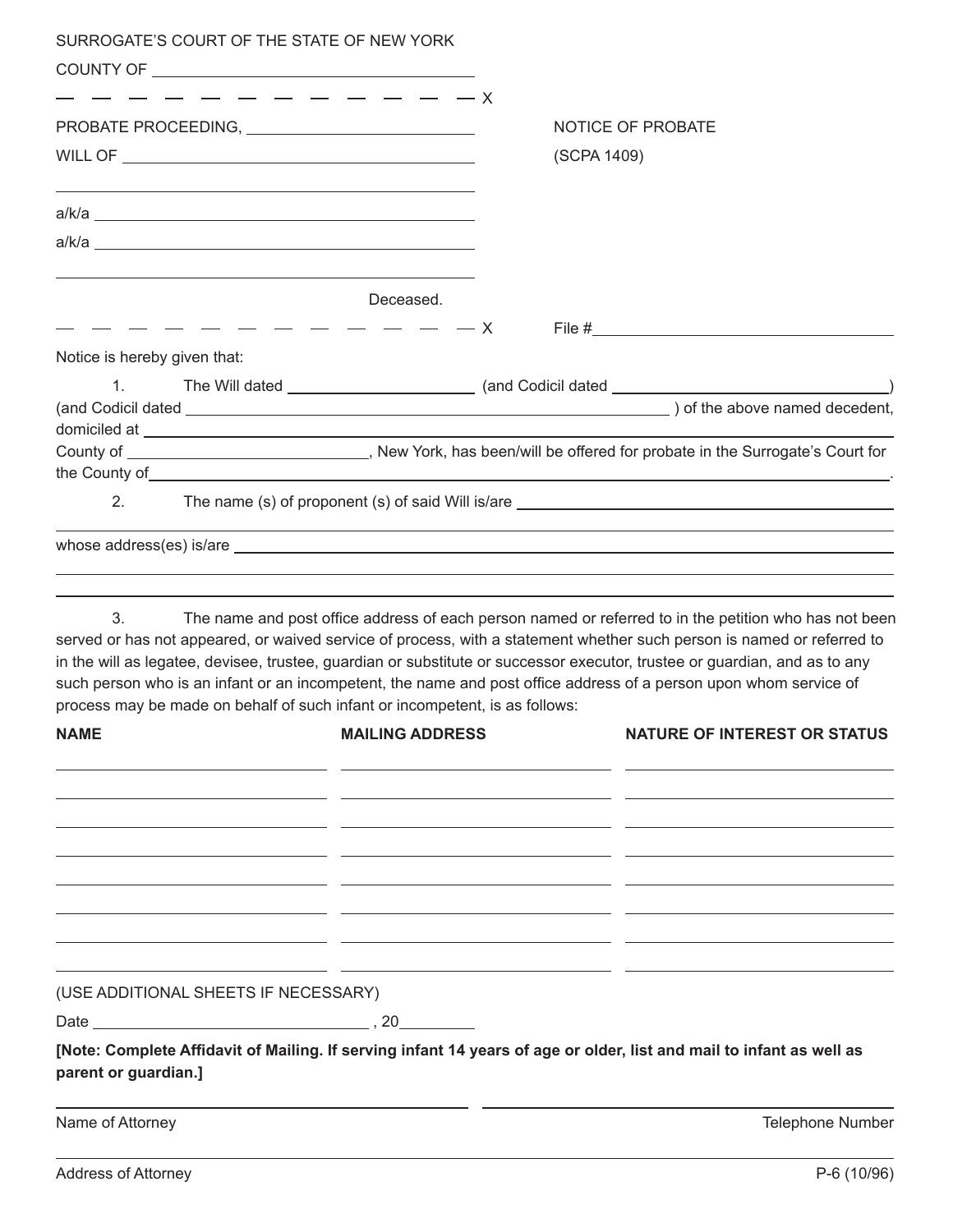SURROGATE'S COURT OF THE STATE OF NEW YORK

COUNTY OF ______________________________

– – – – – – – – – – – – – – – – – – – – – – – X

PROBATE PROCEEDING, ____________________ 

WILL OF ________________________________

________________________________________

a/k/a __________________________________

a/k/a __________________________________

________________________________________

Deceased.

– – – – – – – – – – – – – – – – – – – – – – – X

**NOTICE OF PROBATE**

**(SCPA 1409)**

File # ________________________

Notice is hereby given that:

1. The Will dated ____________________ (and Codicil dated ____________________) (and Codicil dated ________________________________) of the above named decedent, domiciled at ______________________________________________ County of ____________________, New York, has been/will be offered for probate in the Surrogate's Court for the County of ______________________________.

2. The name (s) of proponent (s) of said Will is/are ______________________________

________________________________________________________________

whose address(es) is/are ______________________________________________

________________________________________________________________

________________________________________________________________

3. The name and post office address of each person named or referred to in the petition who has not been served or has not appeared, or waived service of process, with a statement whether such person is named or referred to in the will as legatee, devisee, trustee, guardian or substitute or successor executor, trustee or guardian, and as to any such person who is an infant or an incompetent, the name and post office address of a person upon whom service of process may be made on behalf of such infant or incompetent, is as follows:

| NAME | MAILING ADDRESS | NATURE OF INTEREST OR STATUS |
|---|---|---|
| | | |
| | | |
| | | |
| | | |
| | | |
| | | |
| | | |
| | | |

(USE ADDITIONAL SHEETS IF NECESSARY)

Date ________________________, 20______

**[Note: Complete Affidavit of Mailing. If serving infant 14 years of age or older, list and mail to infant as well as parent or guardian.]**

______________________________ ______________________________

Name of Attorney Telephone Number

______________________________

Address of Attorney

P-6 (10/96)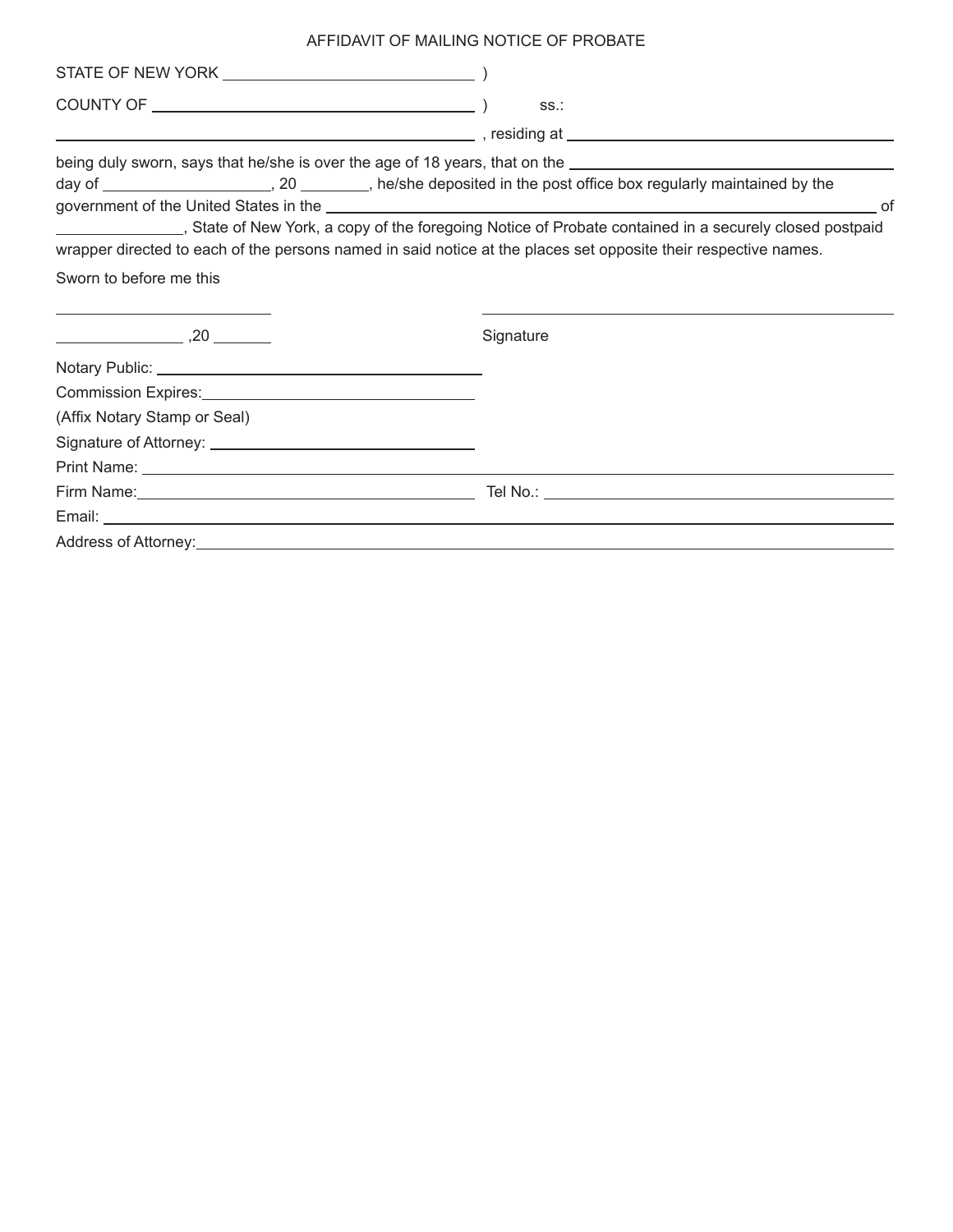# AFFIDAVIT OF MAILING NOTICE OF PROBATE

STATE OF NEW YORK ______________________ )

COUNTY OF ______________________ ) ss.:

______________________, residing at ______________________

being duly sworn, says that he/she is over the age of 18 years, that on the ______________________ day of ______________, 20 ______, he/she deposited in the post office box regularly maintained by the government of the United States in the ______________________ of ______________, State of New York, a copy of the foregoing Notice of Probate contained in a securely closed postpaid wrapper directed to each of the persons named in said notice at the places set opposite their respective names.

Sworn to before me this

______________________

______________ ,20 ______

______________________
Signature

Notary Public: ______________________

Commission Expires: ______________________

(Affix Notary Stamp or Seal)

Signature of Attorney: ______________________

Print Name: ______________________

Firm Name: ______________________ Tel No.: ______________________

Email: ______________________

Address of Attorney: ______________________